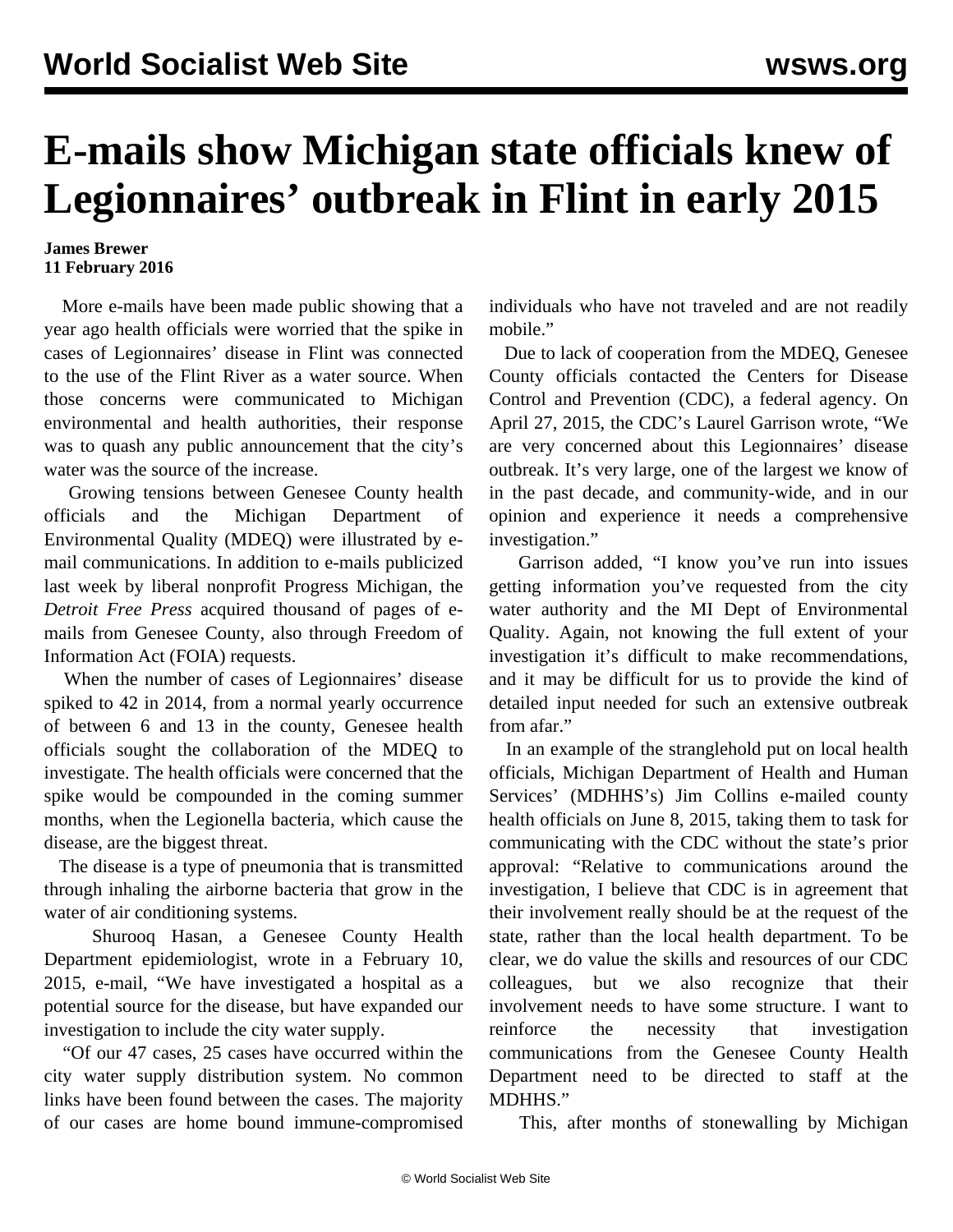# E-mails show Michigan state officials knew of Legionnaires' outbreak in Flint in early 2015

**James Brewer**
**11 February 2016**

More e-mails have been made public showing that a year ago health officials were worried that the spike in cases of Legionnaires' disease in Flint was connected to the use of the Flint River as a water source. When those concerns were communicated to Michigan environmental and health authorities, their response was to quash any public announcement that the city's water was the source of the increase.

Growing tensions between Genesee County health officials and the Michigan Department of Environmental Quality (MDEQ) were illustrated by e-mail communications. In addition to e-mails publicized last week by liberal nonprofit Progress Michigan, the *Detroit Free Press* acquired thousand of pages of e-mails from Genesee County, also through Freedom of Information Act (FOIA) requests.

When the number of cases of Legionnaires' disease spiked to 42 in 2014, from a normal yearly occurrence of between 6 and 13 in the county, Genesee health officials sought the collaboration of the MDEQ to investigate. The health officials were concerned that the spike would be compounded in the coming summer months, when the Legionella bacteria, which cause the disease, are the biggest threat.

The disease is a type of pneumonia that is transmitted through inhaling the airborne bacteria that grow in the water of air conditioning systems.

Shurooq Hasan, a Genesee County Health Department epidemiologist, wrote in a February 10, 2015, e-mail, "We have investigated a hospital as a potential source for the disease, but have expanded our investigation to include the city water supply.

"Of our 47 cases, 25 cases have occurred within the city water supply distribution system. No common links have been found between the cases. The majority of our cases are home bound immune-compromised individuals who have not traveled and are not readily mobile."

Due to lack of cooperation from the MDEQ, Genesee County officials contacted the Centers for Disease Control and Prevention (CDC), a federal agency. On April 27, 2015, the CDC's Laurel Garrison wrote, "We are very concerned about this Legionnaires' disease outbreak. It's very large, one of the largest we know of in the past decade, and community-wide, and in our opinion and experience it needs a comprehensive investigation."

Garrison added, "I know you've run into issues getting information you've requested from the city water authority and the MI Dept of Environmental Quality. Again, not knowing the full extent of your investigation it's difficult to make recommendations, and it may be difficult for us to provide the kind of detailed input needed for such an extensive outbreak from afar."

In an example of the stranglehold put on local health officials, Michigan Department of Health and Human Services' (MDHHS's) Jim Collins e-mailed county health officials on June 8, 2015, taking them to task for communicating with the CDC without the state's prior approval: "Relative to communications around the investigation, I believe that CDC is in agreement that their involvement really should be at the request of the state, rather than the local health department. To be clear, we do value the skills and resources of our CDC colleagues, but we also recognize that their involvement needs to have some structure. I want to reinforce the necessity that investigation communications from the Genesee County Health Department need to be directed to staff at the MDHHS."

This, after months of stonewalling by Michigan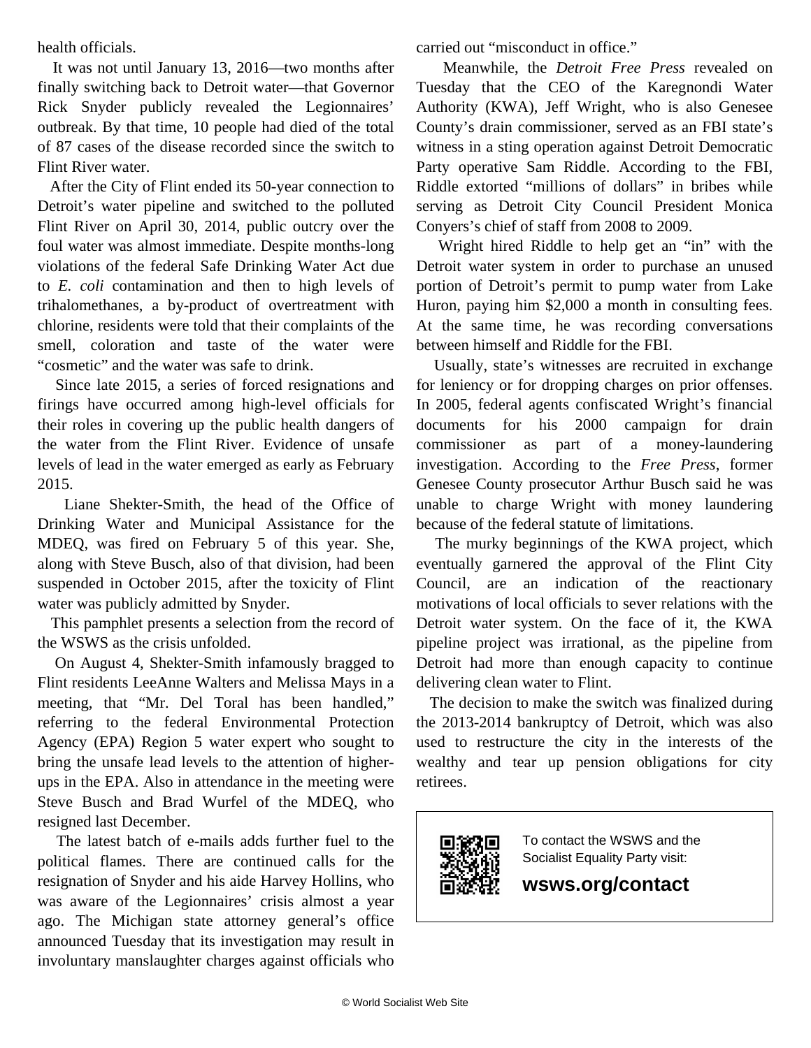health officials.

It was not until January 13, 2016—two months after finally switching back to Detroit water—that Governor Rick Snyder publicly revealed the Legionnaires' outbreak. By that time, 10 people had died of the total of 87 cases of the disease recorded since the switch to Flint River water.

After the City of Flint ended its 50-year connection to Detroit's water pipeline and switched to the polluted Flint River on April 30, 2014, public outcry over the foul water was almost immediate. Despite months-long violations of the federal Safe Drinking Water Act due to *E. coli* contamination and then to high levels of trihalomethanes, a by-product of overtreatment with chlorine, residents were told that their complaints of the smell, coloration and taste of the water were "cosmetic" and the water was safe to drink.

Since late 2015, a series of forced resignations and firings have occurred among high-level officials for their roles in covering up the public health dangers of the water from the Flint River. Evidence of unsafe levels of lead in the water emerged as early as February 2015.

Liane Shekter-Smith, the head of the Office of Drinking Water and Municipal Assistance for the MDEQ, was fired on February 5 of this year. She, along with Steve Busch, also of that division, had been suspended in October 2015, after the toxicity of Flint water was publicly admitted by Snyder.

This pamphlet presents a selection from the record of the WSWS as the crisis unfolded.

On August 4, Shekter-Smith infamously bragged to Flint residents LeeAnne Walters and Melissa Mays in a meeting, that "Mr. Del Toral has been handled," referring to the federal Environmental Protection Agency (EPA) Region 5 water expert who sought to bring the unsafe lead levels to the attention of higher-ups in the EPA. Also in attendance in the meeting were Steve Busch and Brad Wurfel of the MDEQ, who resigned last December.

The latest batch of e-mails adds further fuel to the political flames. There are continued calls for the resignation of Snyder and his aide Harvey Hollins, who was aware of the Legionnaires' crisis almost a year ago. The Michigan state attorney general's office announced Tuesday that its investigation may result in involuntary manslaughter charges against officials who carried out "misconduct in office."

Meanwhile, the *Detroit Free Press* revealed on Tuesday that the CEO of the Karegnondi Water Authority (KWA), Jeff Wright, who is also Genesee County's drain commissioner, served as an FBI state's witness in a sting operation against Detroit Democratic Party operative Sam Riddle. According to the FBI, Riddle extorted "millions of dollars" in bribes while serving as Detroit City Council President Monica Conyers's chief of staff from 2008 to 2009.

Wright hired Riddle to help get an "in" with the Detroit water system in order to purchase an unused portion of Detroit's permit to pump water from Lake Huron, paying him $2,000 a month in consulting fees. At the same time, he was recording conversations between himself and Riddle for the FBI.

Usually, state's witnesses are recruited in exchange for leniency or for dropping charges on prior offenses. In 2005, federal agents confiscated Wright's financial documents for his 2000 campaign for drain commissioner as part of a money-laundering investigation. According to the *Free Press*, former Genesee County prosecutor Arthur Busch said he was unable to charge Wright with money laundering because of the federal statute of limitations.

The murky beginnings of the KWA project, which eventually garnered the approval of the Flint City Council, are an indication of the reactionary motivations of local officials to sever relations with the Detroit water system. On the face of it, the KWA pipeline project was irrational, as the pipeline from Detroit had more than enough capacity to continue delivering clean water to Flint.

The decision to make the switch was finalized during the 2013-2014 bankruptcy of Detroit, which was also used to restructure the city in the interests of the wealthy and tear up pension obligations for city retirees.

To contact the WSWS and the Socialist Equality Party visit:

**wsws.org/contact**